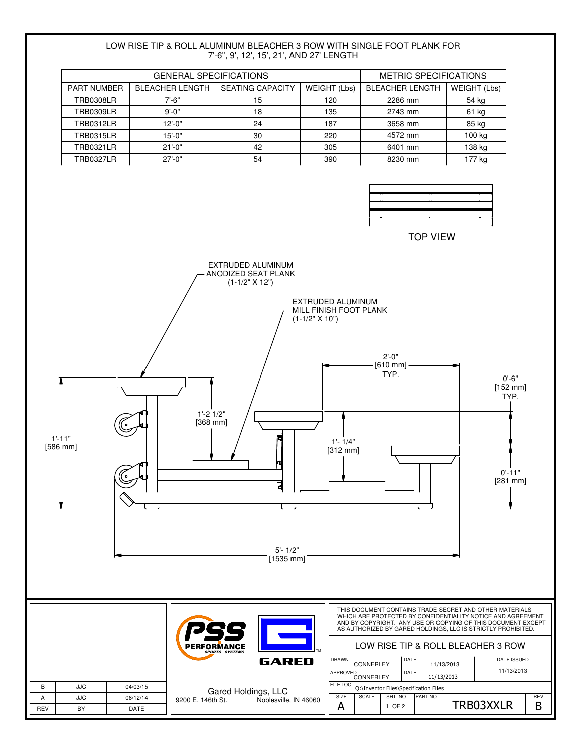# LOW RISE TIP & ROLL ALUMINUM BLEACHER 3 ROW WITH SINGLE FOOT PLANK FOR 7'-6", 9', 12', 15', 21', AND 27' LENGTH

| GENERAL SPECIFICATIONS | | | | METRIC SPECIFICATIONS | |
|---|---|---|---|---|---|
| PART NUMBER | BLEACHER LENGTH | SEATING CAPACITY | WEIGHT (Lbs) | BLEACHER LENGTH | WEIGHT (Lbs) |
| TRB0308LR | 7'-6" | 15 | 120 | 2286 mm | 54 kg |
| TRB0309LR | 9'-0" | 18 | 135 | 2743 mm | 61 kg |
| TRB0312LR | 12'-0" | 24 | 187 | 3658 mm | 85 kg |
| TRB0315LR | 15'-0" | 30 | 220 | 4572 mm | 100 kg |
| TRB0321LR | 21'-0" | 42 | 305 | 6401 mm | 138 kg |
| TRB0327LR | 27'-0" | 54 | 390 | 8230 mm | 177 kg |

TOP VIEW

EXTRUDED ALUMINUM ANODIZED SEAT PLANK (1-1/2" X 12")

EXTRUDED ALUMINUM MILL FINISH FOOT PLANK (1-1/2" X 10")

2'-0" [610 mm] TYP.

0'-6" [152 mm] TYP.

1'-2 1/2" [368 mm]

1'-11" [586 mm]

1'- 1/4" [312 mm]

0'-11" [281 mm]

5'- 1/2" [1535 mm]

| REV | BY | DATE |
|---|---|---|
| B | JJC | 04/03/15 |
| A | JJC | 06/12/14 |

PSS PERFORMANCE SPORTS SYSTEMS

GARED

Gared Holdings, LLC
9200 E. 146th St. Noblesville, IN 46060

THIS DOCUMENT CONTAINS TRADE SECRET AND OTHER MATERIALS WHICH ARE PROTECTED BY CONFIDENTIALITY NOTICE AND AGREEMENT AND BY COPYRIGHT. ANY USE OR COPYING OF THIS DOCUMENT EXCEPT AS AUTHORIZED BY GARED HOLDINGS, LLC IS STRICTLY PROHIBITED.

LOW RISE TIP & ROLL BLEACHER 3 ROW

| DRAWN | CONNERLEY | DATE | 11/13/2013 | DATE ISSUED |
|---|---|---|---|---|
| APPROVED | CONNERLEY | DATE | 11/13/2013 | 11/13/2013 |

FILE LOC. Q:\Inventor Files\Specification Files

| SIZE | SCALE | SHT. NO. | PART NO. | REV |
|---|---|---|---|---|
| A | | 1 OF 2 | TRB03XXLR | B |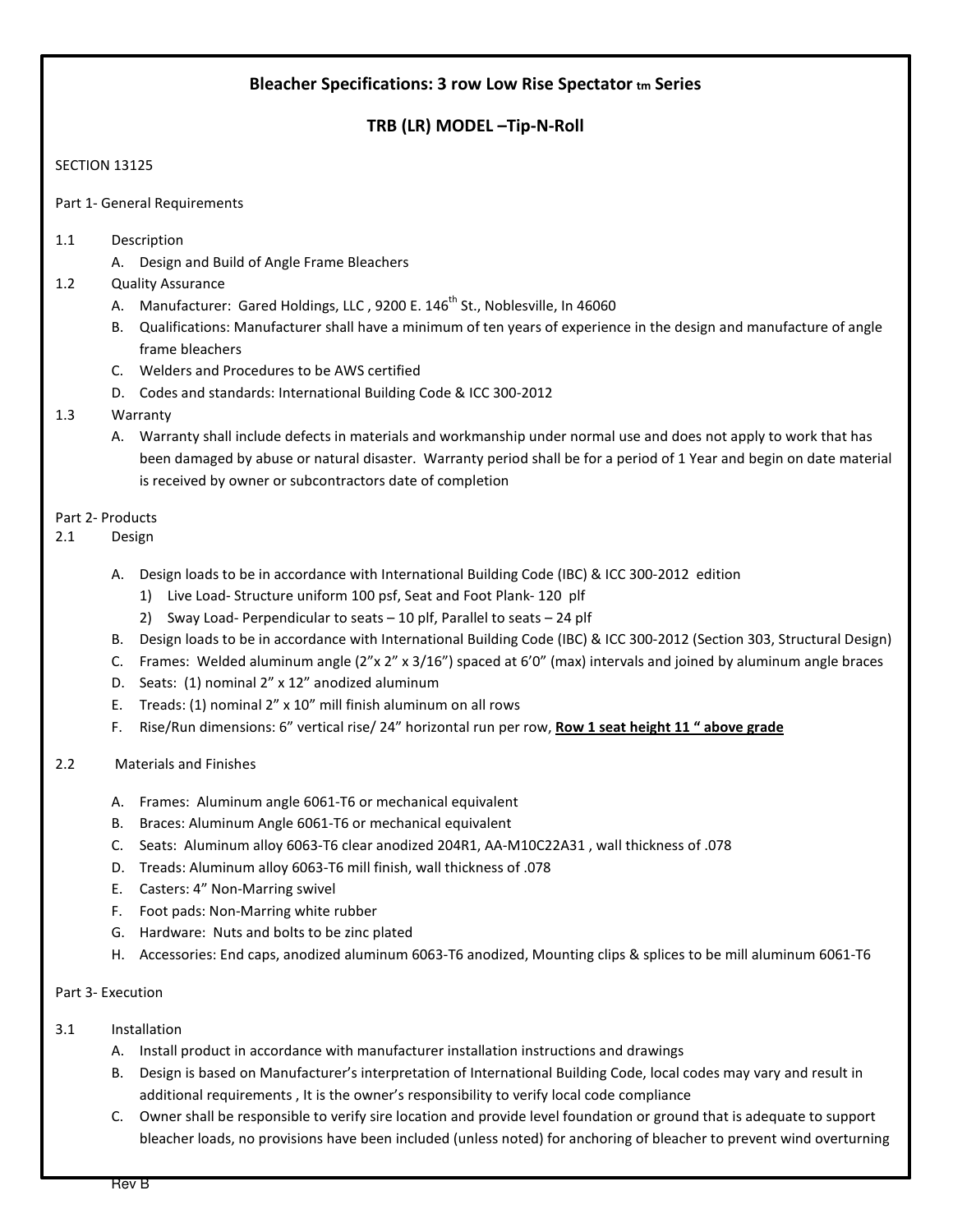## Bleacher Specifications: 3 row Low Rise Spectator tm Series

## TRB (LR) MODEL –Tip-N-Roll

SECTION 13125

Part 1- General Requirements

1.1 Description

A. Design and Build of Angle Frame Bleachers

1.2 Quality Assurance

A. Manufacturer: Gared Holdings, LLC , 9200 E. 146th St., Noblesville, In 46060

B. Qualifications: Manufacturer shall have a minimum of ten years of experience in the design and manufacture of angle frame bleachers

C. Welders and Procedures to be AWS certified

D. Codes and standards: International Building Code & ICC 300-2012

1.3 Warranty

A. Warranty shall include defects in materials and workmanship under normal use and does not apply to work that has been damaged by abuse or natural disaster. Warranty period shall be for a period of 1 Year and begin on date material is received by owner or subcontractors date of completion

Part 2- Products

2.1 Design

A. Design loads to be in accordance with International Building Code (IBC) & ICC 300-2012 edition

1) Live Load- Structure uniform 100 psf, Seat and Foot Plank- 120 plf

2) Sway Load- Perpendicular to seats – 10 plf, Parallel to seats – 24 plf

B. Design loads to be in accordance with International Building Code (IBC) & ICC 300-2012 (Section 303, Structural Design)

C. Frames: Welded aluminum angle (2"x 2" x 3/16") spaced at 6'0" (max) intervals and joined by aluminum angle braces

D. Seats: (1) nominal 2" x 12" anodized aluminum

E. Treads: (1) nominal 2" x 10" mill finish aluminum on all rows

F. Rise/Run dimensions: 6" vertical rise/ 24" horizontal run per row, **Row 1 seat height 11 " above grade**

2.2 Materials and Finishes

A. Frames: Aluminum angle 6061-T6 or mechanical equivalent

B. Braces: Aluminum Angle 6061-T6 or mechanical equivalent

C. Seats: Aluminum alloy 6063-T6 clear anodized 204R1, AA-M10C22A31 , wall thickness of .078

D. Treads: Aluminum alloy 6063-T6 mill finish, wall thickness of .078

E. Casters: 4" Non-Marring swivel

F. Foot pads: Non-Marring white rubber

G. Hardware: Nuts and bolts to be zinc plated

H. Accessories: End caps, anodized aluminum 6063-T6 anodized, Mounting clips & splices to be mill aluminum 6061-T6

Part 3- Execution

3.1 Installation

A. Install product in accordance with manufacturer installation instructions and drawings

B. Design is based on Manufacturer's interpretation of International Building Code, local codes may vary and result in additional requirements , It is the owner's responsibility to verify local code compliance

C. Owner shall be responsible to verify sire location and provide level foundation or ground that is adequate to support bleacher loads, no provisions have been included (unless noted) for anchoring of bleacher to prevent wind overturning

Rev B